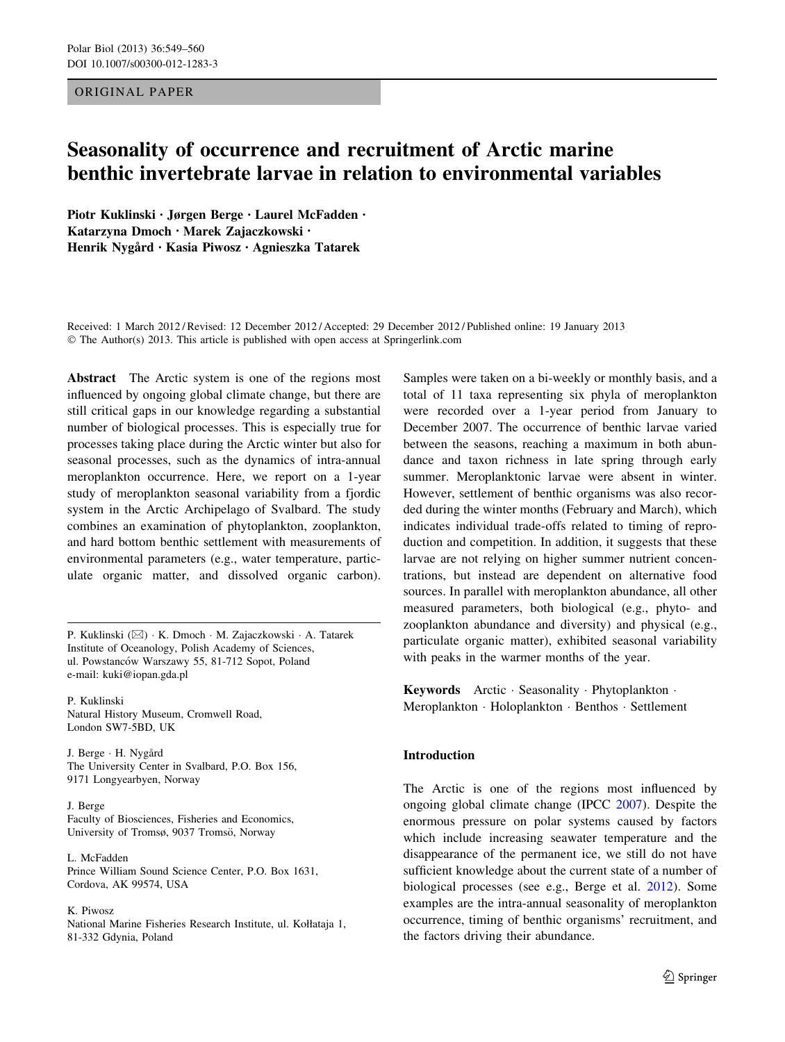ORIGINAL PAPER

# Seasonality of occurrence and recruitment of Arctic marine benthic invertebrate larvae in relation to environmental variables

**Piotr Kuklinski · Jørgen Berge · Laurel McFadden · Katarzyna Dmoch · Marek Zajaczkowski · Henrik Nygård · Kasia Piwosz · Agnieszka Tatarek**

Received: 1 March 2012 / Revised: 12 December 2012 / Accepted: 29 December 2012 / Published online: 19 January 2013
© The Author(s) 2013. This article is published with open access at Springerlink.com

**Abstract** The Arctic system is one of the regions most influenced by ongoing global climate change, but there are still critical gaps in our knowledge regarding a substantial number of biological processes. This is especially true for processes taking place during the Arctic winter but also for seasonal processes, such as the dynamics of intra-annual meroplankton occurrence. Here, we report on a 1-year study of meroplankton seasonal variability from a fjordic system in the Arctic Archipelago of Svalbard. The study combines an examination of phytoplankton, zooplankton, and hard bottom benthic settlement with measurements of environmental parameters (e.g., water temperature, particulate organic matter, and dissolved organic carbon). Samples were taken on a bi-weekly or monthly basis, and a total of 11 taxa representing six phyla of meroplankton were recorded over a 1-year period from January to December 2007. The occurrence of benthic larvae varied between the seasons, reaching a maximum in both abundance and taxon richness in late spring through early summer. Meroplanktonic larvae were absent in winter. However, settlement of benthic organisms was also recorded during the winter months (February and March), which indicates individual trade-offs related to timing of reproduction and competition. In addition, it suggests that these larvae are not relying on higher summer nutrient concentrations, but instead are dependent on alternative food sources. In parallel with meroplankton abundance, all other measured parameters, both biological (e.g., phyto- and zooplankton abundance and diversity) and physical (e.g., particulate organic matter), exhibited seasonal variability with peaks in the warmer months of the year.

**Keywords** Arctic · Seasonality · Phytoplankton · Meroplankton · Holoplankton · Benthos · Settlement

P. Kuklinski (✉) · K. Dmoch · M. Zajaczkowski · A. Tatarek
Institute of Oceanology, Polish Academy of Sciences, ul. Powstanców Warszawy 55, 81-712 Sopot, Poland
e-mail: kuki@iopan.gda.pl

P. Kuklinski
Natural History Museum, Cromwell Road, London SW7-5BD, UK

J. Berge · H. Nygård
The University Center in Svalbard, P.O. Box 156, 9171 Longyearbyen, Norway

J. Berge
Faculty of Biosciences, Fisheries and Economics, University of Tromsø, 9037 Tromsö, Norway

L. McFadden
Prince William Sound Science Center, P.O. Box 1631, Cordova, AK 99574, USA

K. Piwosz
National Marine Fisheries Research Institute, ul. Kołłataja 1, 81-332 Gdynia, Poland

## Introduction

The Arctic is one of the regions most influenced by ongoing global climate change (IPCC 2007). Despite the enormous pressure on polar systems caused by factors which include increasing seawater temperature and the disappearance of the permanent ice, we still do not have sufficient knowledge about the current state of a number of biological processes (see e.g., Berge et al. 2012). Some examples are the intra-annual seasonality of meroplankton occurrence, timing of benthic organisms' recruitment, and the factors driving their abundance.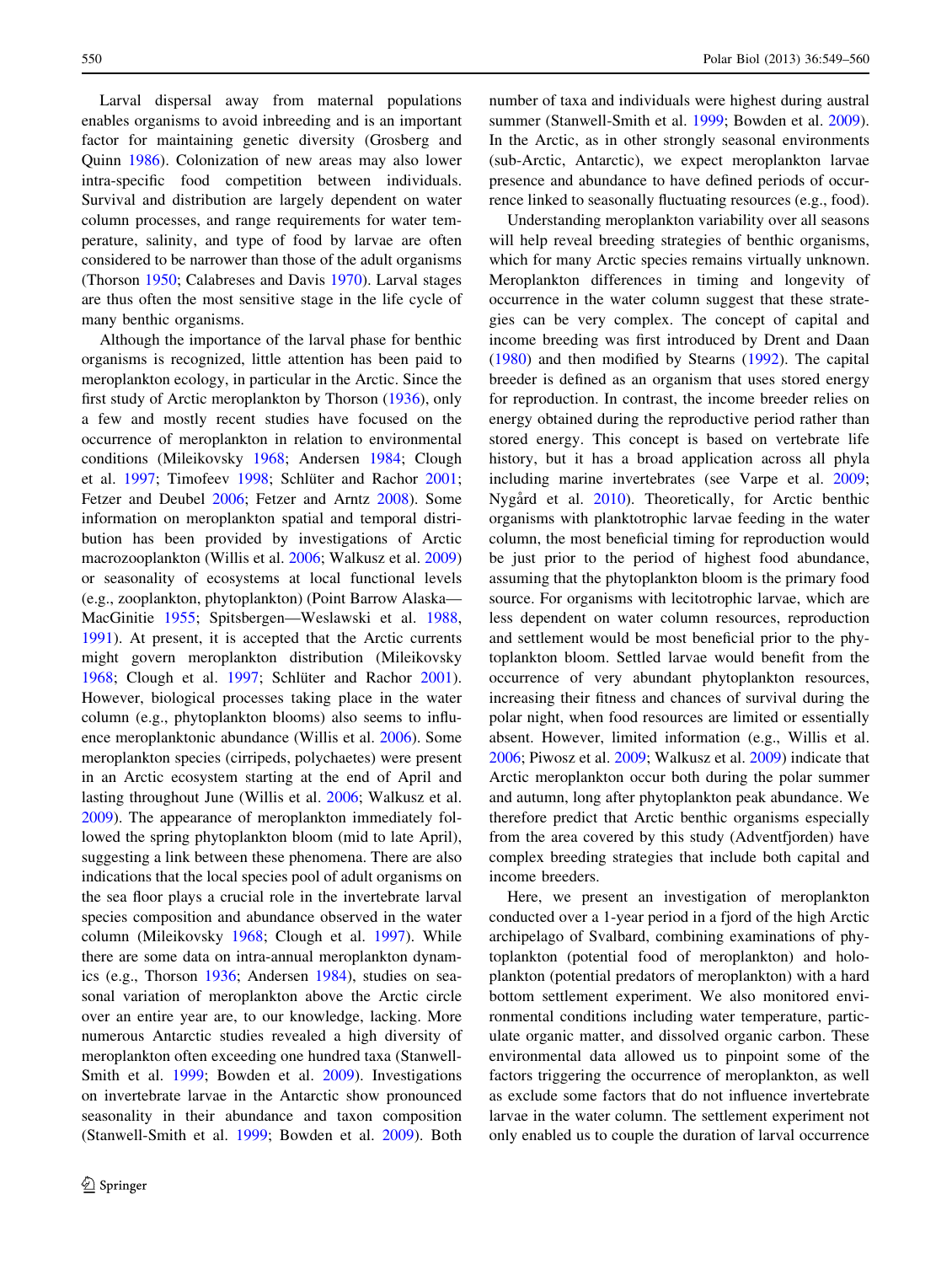Larval dispersal away from maternal populations enables organisms to avoid inbreeding and is an important factor for maintaining genetic diversity (Grosberg and Quinn 1986). Colonization of new areas may also lower intra-specific food competition between individuals. Survival and distribution are largely dependent on water column processes, and range requirements for water temperature, salinity, and type of food by larvae are often considered to be narrower than those of the adult organisms (Thorson 1950; Calabreses and Davis 1970). Larval stages are thus often the most sensitive stage in the life cycle of many benthic organisms.

Although the importance of the larval phase for benthic organisms is recognized, little attention has been paid to meroplankton ecology, in particular in the Arctic. Since the first study of Arctic meroplankton by Thorson (1936), only a few and mostly recent studies have focused on the occurrence of meroplankton in relation to environmental conditions (Mileikovsky 1968; Andersen 1984; Clough et al. 1997; Timofeev 1998; Schlüter and Rachor 2001; Fetzer and Deubel 2006; Fetzer and Arntz 2008). Some information on meroplankton spatial and temporal distribution has been provided by investigations of Arctic macrozooplankton (Willis et al. 2006; Walkusz et al. 2009) or seasonality of ecosystems at local functional levels (e.g., zooplankton, phytoplankton) (Point Barrow Alaska—MacGinitie 1955; Spitsbergen—Weslawski et al. 1988, 1991). At present, it is accepted that the Arctic currents might govern meroplankton distribution (Mileikovsky 1968; Clough et al. 1997; Schlüter and Rachor 2001). However, biological processes taking place in the water column (e.g., phytoplankton blooms) also seems to influence meroplanktonic abundance (Willis et al. 2006). Some meroplankton species (cirripeds, polychaetes) were present in an Arctic ecosystem starting at the end of April and lasting throughout June (Willis et al. 2006; Walkusz et al. 2009). The appearance of meroplankton immediately followed the spring phytoplankton bloom (mid to late April), suggesting a link between these phenomena. There are also indications that the local species pool of adult organisms on the sea floor plays a crucial role in the invertebrate larval species composition and abundance observed in the water column (Mileikovsky 1968; Clough et al. 1997). While there are some data on intra-annual meroplankton dynamics (e.g., Thorson 1936; Andersen 1984), studies on seasonal variation of meroplankton above the Arctic circle over an entire year are, to our knowledge, lacking. More numerous Antarctic studies revealed a high diversity of meroplankton often exceeding one hundred taxa (Stanwell-Smith et al. 1999; Bowden et al. 2009). Investigations on invertebrate larvae in the Antarctic show pronounced seasonality in their abundance and taxon composition (Stanwell-Smith et al. 1999; Bowden et al. 2009). Both number of taxa and individuals were highest during austral summer (Stanwell-Smith et al. 1999; Bowden et al. 2009). In the Arctic, as in other strongly seasonal environments (sub-Arctic, Antarctic), we expect meroplankton larvae presence and abundance to have defined periods of occurrence linked to seasonally fluctuating resources (e.g., food).

Understanding meroplankton variability over all seasons will help reveal breeding strategies of benthic organisms, which for many Arctic species remains virtually unknown. Meroplankton differences in timing and longevity of occurrence in the water column suggest that these strategies can be very complex. The concept of capital and income breeding was first introduced by Drent and Daan (1980) and then modified by Stearns (1992). The capital breeder is defined as an organism that uses stored energy for reproduction. In contrast, the income breeder relies on energy obtained during the reproductive period rather than stored energy. This concept is based on vertebrate life history, but it has a broad application across all phyla including marine invertebrates (see Varpe et al. 2009; Nygård et al. 2010). Theoretically, for Arctic benthic organisms with planktotrophic larvae feeding in the water column, the most beneficial timing for reproduction would be just prior to the period of highest food abundance, assuming that the phytoplankton bloom is the primary food source. For organisms with lecitotrophic larvae, which are less dependent on water column resources, reproduction and settlement would be most beneficial prior to the phytoplankton bloom. Settled larvae would benefit from the occurrence of very abundant phytoplankton resources, increasing their fitness and chances of survival during the polar night, when food resources are limited or essentially absent. However, limited information (e.g., Willis et al. 2006; Piwosz et al. 2009; Walkusz et al. 2009) indicate that Arctic meroplankton occur both during the polar summer and autumn, long after phytoplankton peak abundance. We therefore predict that Arctic benthic organisms especially from the area covered by this study (Adventfjorden) have complex breeding strategies that include both capital and income breeders.

Here, we present an investigation of meroplankton conducted over a 1-year period in a fjord of the high Arctic archipelago of Svalbard, combining examinations of phytoplankton (potential food of meroplankton) and holoplankton (potential predators of meroplankton) with a hard bottom settlement experiment. We also monitored environmental conditions including water temperature, particulate organic matter, and dissolved organic carbon. These environmental data allowed us to pinpoint some of the factors triggering the occurrence of meroplankton, as well as exclude some factors that do not influence invertebrate larvae in the water column. The settlement experiment not only enabled us to couple the duration of larval occurrence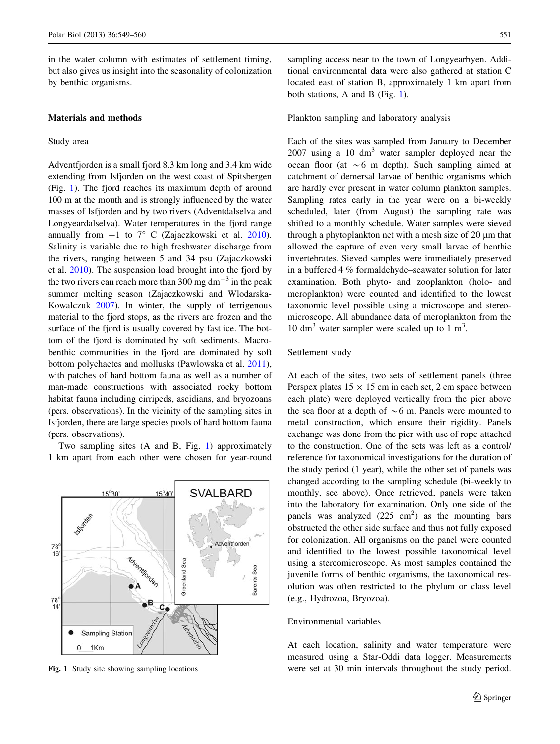in the water column with estimates of settlement timing, but also gives us insight into the seasonality of colonization by benthic organisms.

## Materials and methods

### Study area

Adventfjorden is a small fjord 8.3 km long and 3.4 km wide extending from Isfjorden on the west coast of Spitsbergen (Fig. 1). The fjord reaches its maximum depth of around 100 m at the mouth and is strongly influenced by the water masses of Isfjorden and by two rivers (Adventdalselva and Longyeardalselva). Water temperatures in the fjord range annually from −1 to 7° C (Zajaczkowski et al. 2010). Salinity is variable due to high freshwater discharge from the rivers, ranging between 5 and 34 psu (Zajaczkowski et al. 2010). The suspension load brought into the fjord by the two rivers can reach more than 300 mg $dm^{-3}$ in the peak summer melting season (Zajaczkowski and Wlodarska-Kowalczuk 2007). In winter, the supply of terrigenous material to the fjord stops, as the rivers are frozen and the surface of the fjord is usually covered by fast ice. The bottom of the fjord is dominated by soft sediments. Macrobenthic communities in the fjord are dominated by soft bottom polychaetes and mollusks (Pawlowska et al. 2011), with patches of hard bottom fauna as well as a number of man-made constructions with associated rocky bottom habitat fauna including cirripeds, ascidians, and bryozoans (pers. observations). In the vicinity of the sampling sites in Isfjorden, there are large species pools of hard bottom fauna (pers. observations).

Two sampling sites (A and B, Fig. 1) approximately 1 km apart from each other were chosen for year-round sampling access near to the town of Longyearbyen. Additional environmental data were also gathered at station C located east of station B, approximately 1 km apart from both stations, A and B (Fig. 1).

Fig. 1 Study site showing sampling locations

### Plankton sampling and laboratory analysis

Each of the sites was sampled from January to December 2007 using a 10 $dm^3$ water sampler deployed near the ocean floor (at ~6 m depth). Such sampling aimed at catchment of demersal larvae of benthic organisms which are hardly ever present in water column plankton samples. Sampling rates early in the year were on a bi-weekly scheduled, later (from August) the sampling rate was shifted to a monthly schedule. Water samples were sieved through a phytoplankton net with a mesh size of 20 μm that allowed the capture of even very small larvae of benthic invertebrates. Sieved samples were immediately preserved in a buffered 4 % formaldehyde–seawater solution for later examination. Both phyto- and zooplankton (holo- and meroplankton) were counted and identified to the lowest taxonomic level possible using a microscope and stereomicroscope. All abundance data of meroplankton from the 10 $dm^3$ water sampler were scaled up to 1 $m^3$.

### Settlement study

At each of the sites, two sets of settlement panels (three Perspex plates 15 × 15 cm in each set, 2 cm space between each plate) were deployed vertically from the pier above the sea floor at a depth of ~6 m. Panels were mounted to metal construction, which ensure their rigidity. Panels exchange was done from the pier with use of rope attached to the construction. One of the sets was left as a control/reference for taxonomical investigations for the duration of the study period (1 year), while the other set of panels was changed according to the sampling schedule (bi-weekly to monthly, see above). Once retrieved, panels were taken into the laboratory for examination. Only one side of the panels was analyzed (225 $cm^2$) as the mounting bars obstructed the other side surface and thus not fully exposed for colonization. All organisms on the panel were counted and identified to the lowest possible taxonomical level using a stereomicroscope. As most samples contained the juvenile forms of benthic organisms, the taxonomical resolution was often restricted to the phylum or class level (e.g., Hydrozoa, Bryozoa).

### Environmental variables

At each location, salinity and water temperature were measured using a Star-Oddi data logger. Measurements were set at 30 min intervals throughout the study period.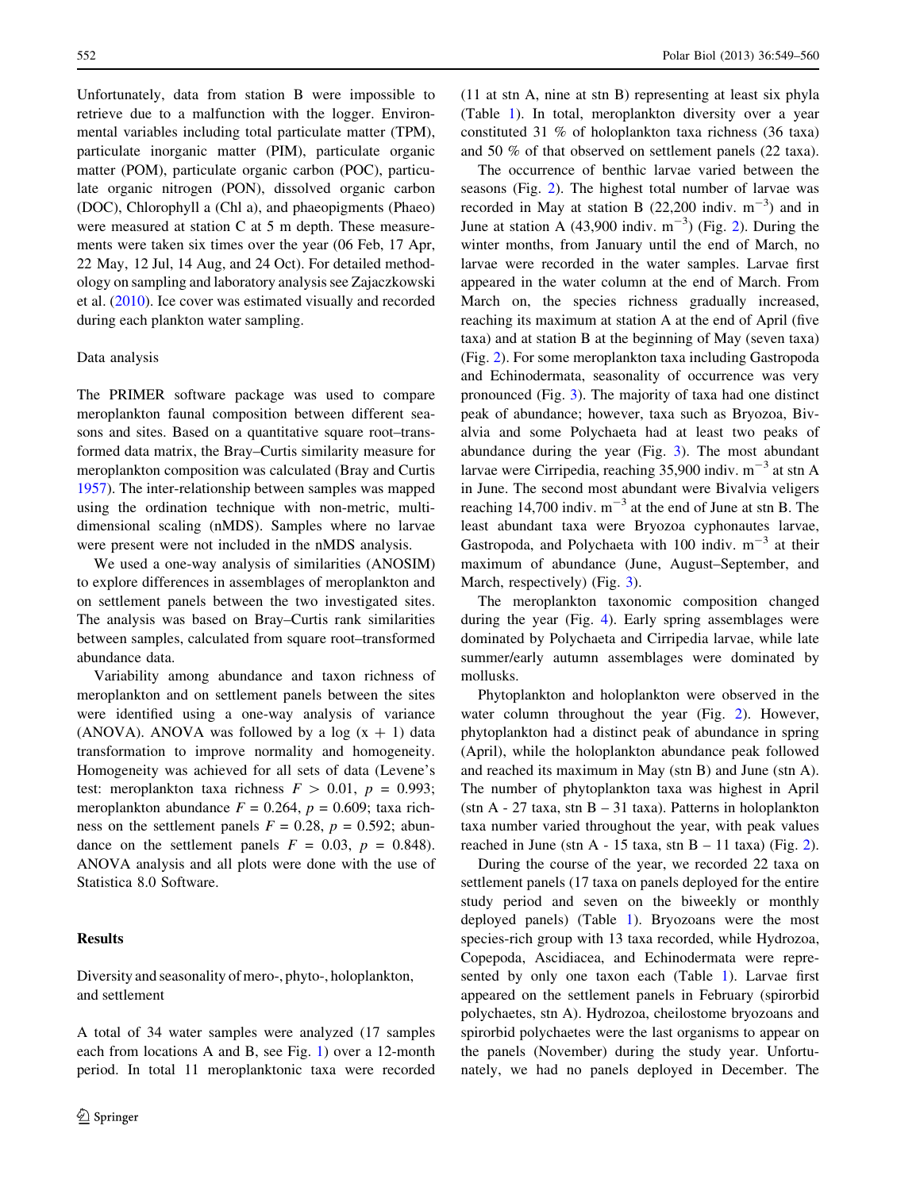Unfortunately, data from station B were impossible to retrieve due to a malfunction with the logger. Environmental variables including total particulate matter (TPM), particulate inorganic matter (PIM), particulate organic matter (POM), particulate organic carbon (POC), particulate organic nitrogen (PON), dissolved organic carbon (DOC), Chlorophyll a (Chl a), and phaeopigments (Phaeo) were measured at station C at 5 m depth. These measurements were taken six times over the year (06 Feb, 17 Apr, 22 May, 12 Jul, 14 Aug, and 24 Oct). For detailed methodology on sampling and laboratory analysis see Zajaczkowski et al. (2010). Ice cover was estimated visually and recorded during each plankton water sampling.

### Data analysis

The PRIMER software package was used to compare meroplankton faunal composition between different seasons and sites. Based on a quantitative square root–transformed data matrix, the Bray–Curtis similarity measure for meroplankton composition was calculated (Bray and Curtis 1957). The inter-relationship between samples was mapped using the ordination technique with non-metric, multidimensional scaling (nMDS). Samples where no larvae were present were not included in the nMDS analysis.

We used a one-way analysis of similarities (ANOSIM) to explore differences in assemblages of meroplankton and on settlement panels between the two investigated sites. The analysis was based on Bray–Curtis rank similarities between samples, calculated from square root–transformed abundance data.

Variability among abundance and taxon richness of meroplankton and on settlement panels between the sites were identified using a one-way analysis of variance (ANOVA). ANOVA was followed by a log $(x + 1)$ data transformation to improve normality and homogeneity. Homogeneity was achieved for all sets of data (Levene's test: meroplankton taxa richness $F > 0.01$, $p = 0.993$; meroplankton abundance $F = 0.264$, $p = 0.609$; taxa richness on the settlement panels $F = 0.28$, $p = 0.592$; abundance on the settlement panels $F = 0.03$, $p = 0.848$). ANOVA analysis and all plots were done with the use of Statistica 8.0 Software.

## Results

### Diversity and seasonality of mero-, phyto-, holoplankton, and settlement

A total of 34 water samples were analyzed (17 samples each from locations A and B, see Fig. 1) over a 12-month period. In total 11 meroplanktonic taxa were recorded (11 at stn A, nine at stn B) representing at least six phyla (Table 1). In total, meroplankton diversity over a year constituted 31 % of holoplankton taxa richness (36 taxa) and 50 % of that observed on settlement panels (22 taxa).

The occurrence of benthic larvae varied between the seasons (Fig. 2). The highest total number of larvae was recorded in May at station B (22,200 indiv. $m^{-3}$) and in June at station A (43,900 indiv. $m^{-3}$) (Fig. 2). During the winter months, from January until the end of March, no larvae were recorded in the water samples. Larvae first appeared in the water column at the end of March. From March on, the species richness gradually increased, reaching its maximum at station A at the end of April (five taxa) and at station B at the beginning of May (seven taxa) (Fig. 2). For some meroplankton taxa including Gastropoda and Echinodermata, seasonality of occurrence was very pronounced (Fig. 3). The majority of taxa had one distinct peak of abundance; however, taxa such as Bryozoa, Bivalvia and some Polychaeta had at least two peaks of abundance during the year (Fig. 3). The most abundant larvae were Cirripedia, reaching 35,900 indiv. $m^{-3}$ at stn A in June. The second most abundant were Bivalvia veligers reaching 14,700 indiv. $m^{-3}$ at the end of June at stn B. The least abundant taxa were Bryozoa cyphonautes larvae, Gastropoda, and Polychaeta with 100 indiv. $m^{-3}$ at their maximum of abundance (June, August–September, and March, respectively) (Fig. 3).

The meroplankton taxonomic composition changed during the year (Fig. 4). Early spring assemblages were dominated by Polychaeta and Cirripedia larvae, while late summer/early autumn assemblages were dominated by mollusks.

Phytoplankton and holoplankton were observed in the water column throughout the year (Fig. 2). However, phytoplankton had a distinct peak of abundance in spring (April), while the holoplankton abundance peak followed and reached its maximum in May (stn B) and June (stn A). The number of phytoplankton taxa was highest in April (stn A - 27 taxa, stn B – 31 taxa). Patterns in holoplankton taxa number varied throughout the year, with peak values reached in June (stn A - 15 taxa, stn B – 11 taxa) (Fig. 2).

During the course of the year, we recorded 22 taxa on settlement panels (17 taxa on panels deployed for the entire study period and seven on the biweekly or monthly deployed panels) (Table 1). Bryozoans were the most species-rich group with 13 taxa recorded, while Hydrozoa, Copepoda, Ascidiacea, and Echinodermata were represented by only one taxon each (Table 1). Larvae first appeared on the settlement panels in February (spirorbid polychaetes, stn A). Hydrozoa, cheilostome bryozoans and spirorbid polychaetes were the last organisms to appear on the panels (November) during the study year. Unfortunately, we had no panels deployed in December. The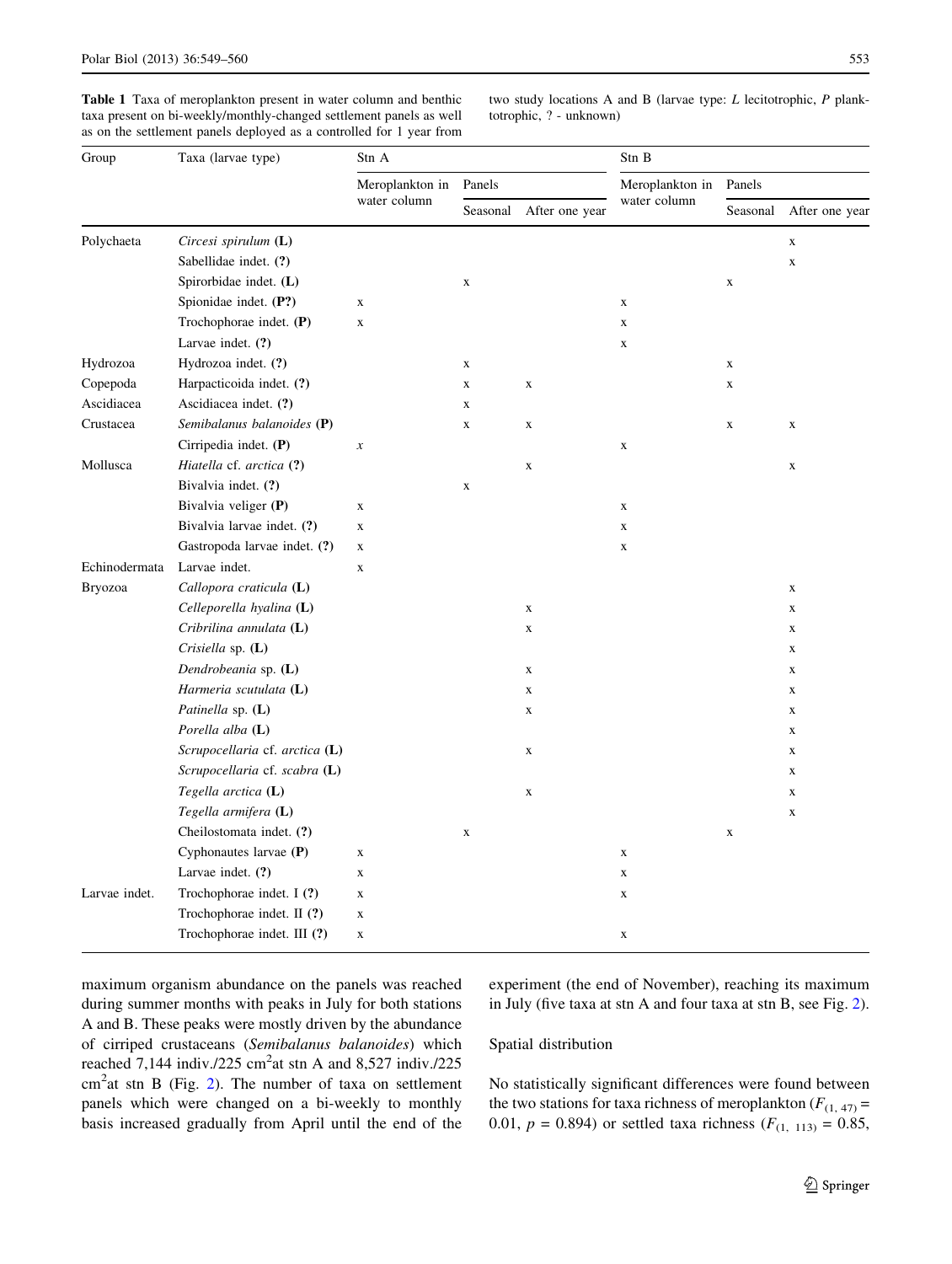**Table 1** Taxa of meroplankton present in water column and benthic taxa present on bi-weekly/monthly-changed settlement panels as well as on the settlement panels deployed as a controlled for 1 year from two study locations A and B (larvae type: *L* lecitotrophic, *P* planktotrophic, ? - unknown)

| Group | Taxa (larvae type) | Stn A | | | Stn B | | |
|---|---|---|---|---|---|---|---|
| | | Meroplankton in water column | Panels | | Meroplankton in water column | Panels | |
| | | | Seasonal | After one year | | Seasonal | After one year |
| Polychaeta | *Circesi spirulum* (**L**) | | | | | | x |
| | Sabellidae indet. (**?**) | | | | | | x |
| | Spirorbidae indet. (**L**) | | x | | | x | |
| | Spionidae indet. (**P?**) | x | | | x | | |
| | Trochophorae indet. (**P**) | x | | | x | | |
| | Larvae indet. (**?**) | | | | x | | |
| Hydrozoa | Hydrozoa indet. (**?**) | | x | | | x | |
| Copepoda | Harpacticoida indet. (**?**) | | x | x | | x | |
| Ascidiacea | Ascidiacea indet. (**?**) | | x | | | | |
| Crustacea | *Semibalanus balanoides* (**P**) | | x | x | | x | x |
| | Cirripedia indet. (**P**) | *x* | | | x | | |
| Mollusca | *Hiatella* cf. *arctica* (**?**) | | | x | | | x |
| | Bivalvia indet. (**?**) | | x | | | | |
| | Bivalvia veliger (**P**) | x | | | x | | |
| | Bivalvia larvae indet. (**?**) | x | | | x | | |
| | Gastropoda larvae indet. (**?**) | x | | | x | | |
| Echinodermata | Larvae indet. | x | | | | | |
| Bryozoa | *Callopora craticula* (**L**) | | | | | | x |
| | *Celleporella hyalina* (**L**) | | | x | | | x |
| | *Cribrilina annulata* (**L**) | | | x | | | x |
| | *Crisiella* sp. (**L**) | | | | | | x |
| | *Dendrobeania* sp. (**L**) | | | x | | | x |
| | *Harmeria scutulata* (**L**) | | | x | | | x |
| | *Patinella* sp. (**L**) | | | x | | | x |
| | *Porella alba* (**L**) | | | | | | x |
| | *Scrupocellaria* cf. *arctica* (**L**) | | | x | | | x |
| | *Scrupocellaria* cf. *scabra* (**L**) | | | | | | x |
| | *Tegella arctica* (**L**) | | | x | | | x |
| | *Tegella armifera* (**L**) | | | | | | x |
| | Cheilostomata indet. (**?**) | | x | | | x | |
| | Cyphonautes larvae (**P**) | x | | | x | | |
| | Larvae indet. (**?**) | x | | | x | | |
| Larvae indet. | Trochophorae indet. I (**?**) | x | | | x | | |
| | Trochophorae indet. II (**?**) | x | | | | | |
| | Trochophorae indet. III (**?**) | x | | | x | | |

maximum organism abundance on the panels was reached during summer months with peaks in July for both stations A and B. These peaks were mostly driven by the abundance of cirriped crustaceans (*Semibalanus balanoides*) which reached 7,144 indiv./225 $cm^2$ at stn A and 8,527 indiv./225 $cm^2$ at stn B (Fig. 2). The number of taxa on settlement panels which were changed on a bi-weekly to monthly basis increased gradually from April until the end of the experiment (the end of November), reaching its maximum in July (five taxa at stn A and four taxa at stn B, see Fig. 2).

### Spatial distribution

No statistically significant differences were found between the two stations for taxa richness of meroplankton ($F_{(1, 47)} = 0.01$, $p = 0.894$) or settled taxa richness ($F_{(1, 113)} = 0.85$,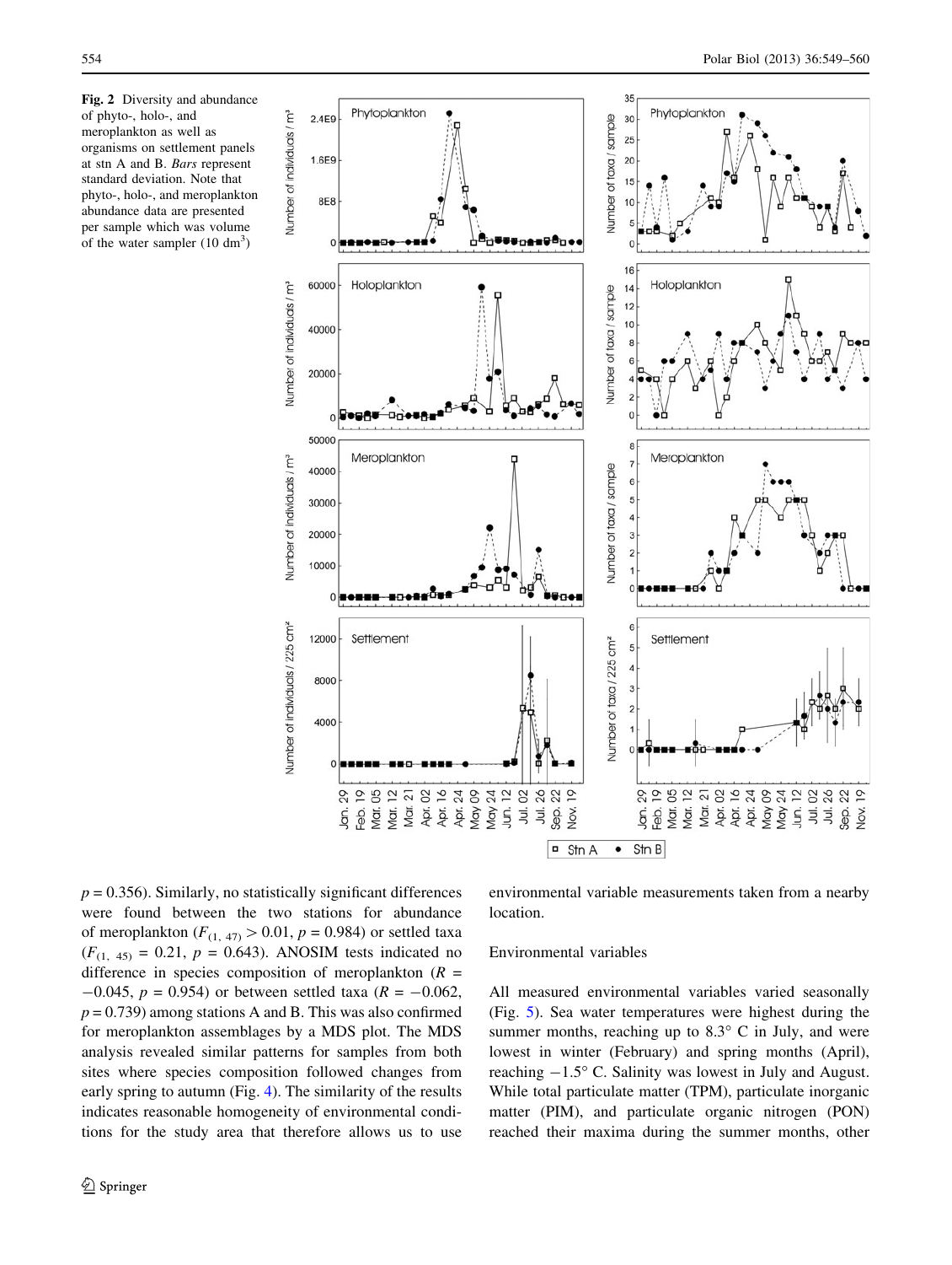Fig. 2 Diversity and abundance of phyto-, holo-, and meroplankton as well as organisms on settlement panels at stn A and B. *Bars* represent standard deviation. Note that phyto-, holo-, and meroplankton abundance data are presented per sample which was volume of the water sampler (10 dm$^3$)

$p = 0.356$). Similarly, no statistically significant differences were found between the two stations for abundance of meroplankton ($F_{(1,\ 47)} > 0.01$, $p = 0.984$) or settled taxa ($F_{(1,\ 45)} = 0.21$, $p = 0.643$). ANOSIM tests indicated no difference in species composition of meroplankton ($R = -0.045$, $p = 0.954$) or between settled taxa ($R = -0.062$, $p = 0.739$) among stations A and B. This was also confirmed for meroplankton assemblages by a MDS plot. The MDS analysis revealed similar patterns for samples from both sites where species composition followed changes from early spring to autumn (Fig. 4). The similarity of the results indicates reasonable homogeneity of environmental conditions for the study area that therefore allows us to use environmental variable measurements taken from a nearby location.

## Environmental variables

All measured environmental variables varied seasonally (Fig. 5). Sea water temperatures were highest during the summer months, reaching up to 8.3° C in July, and were lowest in winter (February) and spring months (April), reaching −1.5° C. Salinity was lowest in July and August. While total particulate matter (TPM), particulate inorganic matter (PIM), and particulate organic nitrogen (PON) reached their maxima during the summer months, other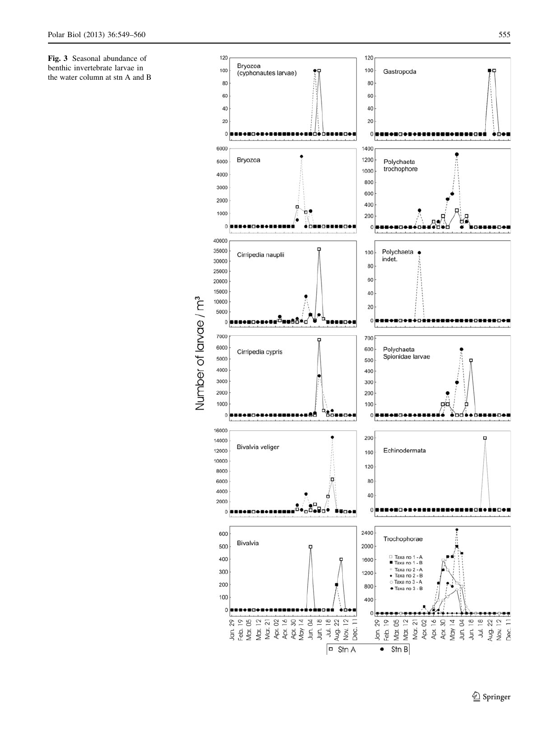**Fig. 3** Seasonal abundance of benthic invertebrate larvae in the water column at stn A and B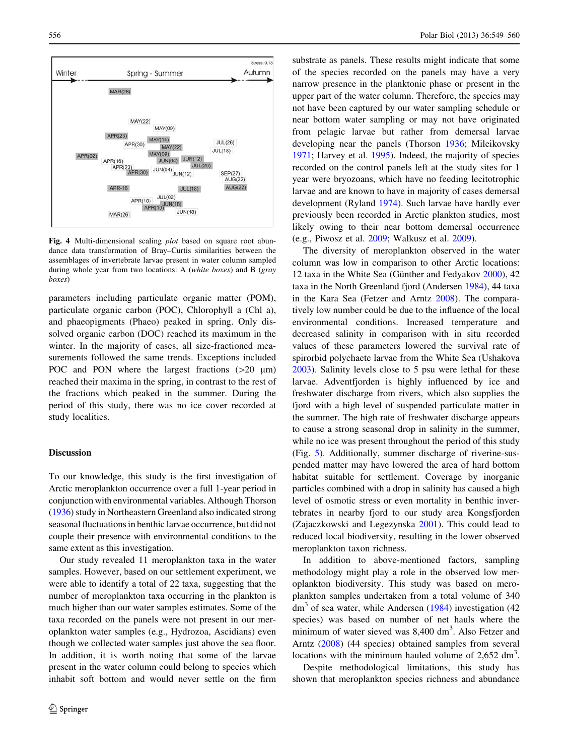Fig. 4 Multi-dimensional scaling *plot* based on square root abundance data transformation of Bray–Curtis similarities between the assemblages of invertebrate larvae present in water column sampled during whole year from two locations: A (*white boxes*) and B (*gray boxes*)

parameters including particulate organic matter (POM), particulate organic carbon (POC), Chlorophyll a (Chl a), and phaeopigments (Phaeo) peaked in spring. Only dissolved organic carbon (DOC) reached its maximum in the winter. In the majority of cases, all size-fractioned measurements followed the same trends. Exceptions included POC and PON where the largest fractions (>20 μm) reached their maxima in the spring, in contrast to the rest of the fractions which peaked in the summer. During the period of this study, there was no ice cover recorded at study localities.

## Discussion

To our knowledge, this study is the first investigation of Arctic meroplankton occurrence over a full 1-year period in conjunction with environmental variables. Although Thorson (1936) study in Northeastern Greenland also indicated strong seasonal fluctuations in benthic larvae occurrence, but did not couple their presence with environmental conditions to the same extent as this investigation.

Our study revealed 11 meroplankton taxa in the water samples. However, based on our settlement experiment, we were able to identify a total of 22 taxa, suggesting that the number of meroplankton taxa occurring in the plankton is much higher than our water samples estimates. Some of the taxa recorded on the panels were not present in our meroplankton water samples (e.g., Hydrozoa, Ascidians) even though we collected water samples just above the sea floor. In addition, it is worth noting that some of the larvae present in the water column could belong to species which inhabit soft bottom and would never settle on the firm substrate as panels. These results might indicate that some of the species recorded on the panels may have a very narrow presence in the planktonic phase or present in the upper part of the water column. Therefore, the species may not have been captured by our water sampling schedule or near bottom water sampling or may not have originated from pelagic larvae but rather from demersal larvae developing near the panels (Thorson 1936; Mileikovsky 1971; Harvey et al. 1995). Indeed, the majority of species recorded on the control panels left at the study sites for 1 year were bryozoans, which have no feeding lecitotrophic larvae and are known to have in majority of cases demersal development (Ryland 1974). Such larvae have hardly ever previously been recorded in Arctic plankton studies, most likely owing to their near bottom demersal occurrence (e.g., Piwosz et al. 2009; Walkusz et al. 2009).

The diversity of meroplankton observed in the water column was low in comparison to other Arctic locations: 12 taxa in the White Sea (Günther and Fedyakov 2000), 42 taxa in the North Greenland fjord (Andersen 1984), 44 taxa in the Kara Sea (Fetzer and Arntz 2008). The comparatively low number could be due to the influence of the local environmental conditions. Increased temperature and decreased salinity in comparison with in situ recorded values of these parameters lowered the survival rate of spirorbid polychaete larvae from the White Sea (Ushakova 2003). Salinity levels close to 5 psu were lethal for these larvae. Adventfjorden is highly influenced by ice and freshwater discharge from rivers, which also supplies the fjord with a high level of suspended particulate matter in the summer. The high rate of freshwater discharge appears to cause a strong seasonal drop in salinity in the summer, while no ice was present throughout the period of this study (Fig. 5). Additionally, summer discharge of riverine-suspended matter may have lowered the area of hard bottom habitat suitable for settlement. Coverage by inorganic particles combined with a drop in salinity has caused a high level of osmotic stress or even mortality in benthic invertebrates in nearby fjord to our study area Kongsfjorden (Zajaczkowski and Legezynska 2001). This could lead to reduced local biodiversity, resulting in the lower observed meroplankton taxon richness.

In addition to above-mentioned factors, sampling methodology might play a role in the observed low meroplankton biodiversity. This study was based on meroplankton samples undertaken from a total volume of 340 $dm^3$ of sea water, while Andersen (1984) investigation (42 species) was based on number of net hauls where the minimum of water sieved was 8,400 $dm^3$. Also Fetzer and Arntz (2008) (44 species) obtained samples from several locations with the minimum hauled volume of 2,652 $dm^3$.

Despite methodological limitations, this study has shown that meroplankton species richness and abundance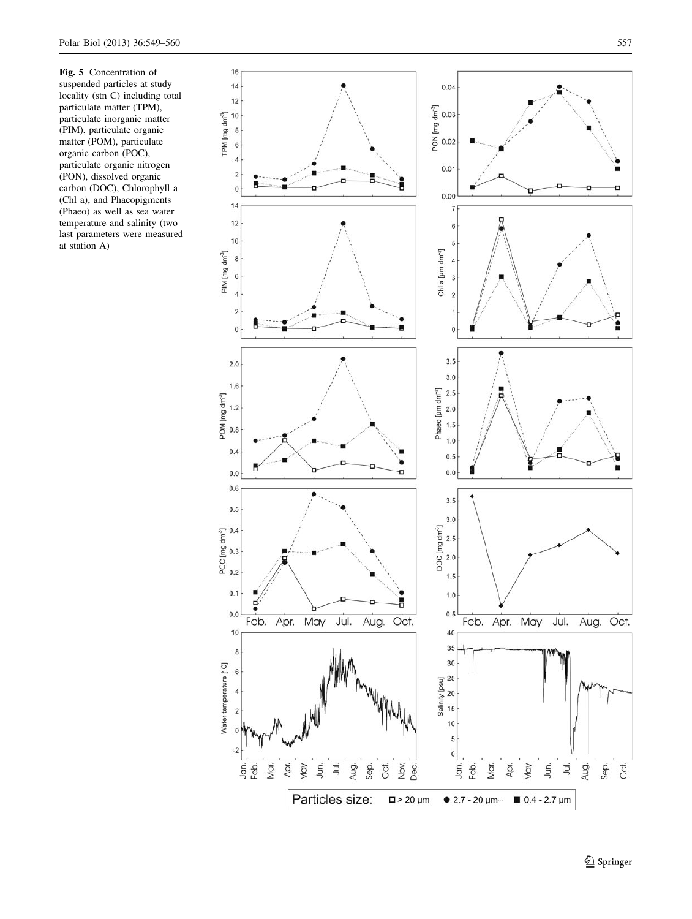**Fig. 5** Concentration of suspended particles at study locality (stn C) including total particulate matter (TPM), particulate inorganic matter (PIM), particulate organic matter (POM), particulate organic carbon (POC), particulate organic nitrogen (PON), dissolved organic carbon (DOC), Chlorophyll a (Chl a), and Phaeopigments (Phaeo) as well as sea water temperature and salinity (two last parameters were measured at station A)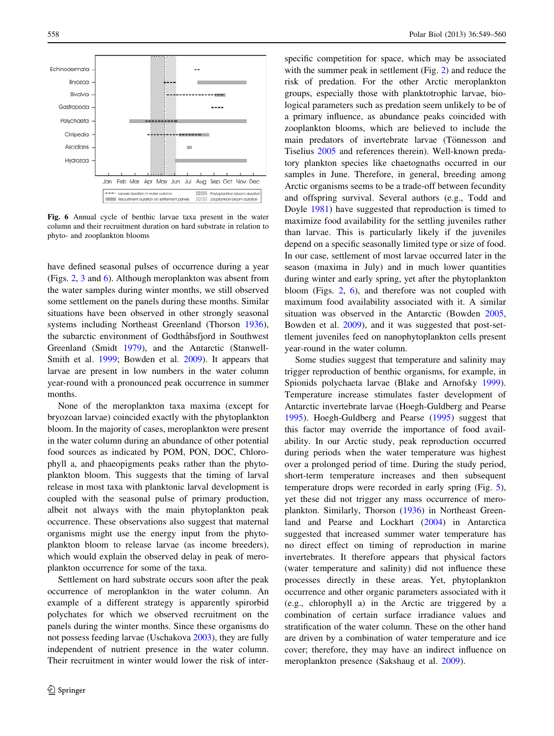Fig. 6 Annual cycle of benthic larvae taxa present in the water column and their recruitment duration on hard substrate in relation to phyto- and zooplankton blooms

have defined seasonal pulses of occurrence during a year (Figs. 2, 3 and 6). Although meroplankton was absent from the water samples during winter months, we still observed some settlement on the panels during these months. Similar situations have been observed in other strongly seasonal systems including Northeast Greenland (Thorson 1936), the subarctic environment of Godthåbsfjord in Southwest Greenland (Smidt 1979), and the Antarctic (Stanwell-Smith et al. 1999; Bowden et al. 2009). It appears that larvae are present in low numbers in the water column year-round with a pronounced peak occurrence in summer months.

None of the meroplankton taxa maxima (except for bryozoan larvae) coincided exactly with the phytoplankton bloom. In the majority of cases, meroplankton were present in the water column during an abundance of other potential food sources as indicated by POM, PON, DOC, Chlorophyll a, and phaeopigments peaks rather than the phytoplankton bloom. This suggests that the timing of larval release in most taxa with planktonic larval development is coupled with the seasonal pulse of primary production, albeit not always with the main phytoplankton peak occurrence. These observations also suggest that maternal organisms might use the energy input from the phytoplankton bloom to release larvae (as income breeders), which would explain the observed delay in peak of meroplankton occurrence for some of the taxa.

Settlement on hard substrate occurs soon after the peak occurrence of meroplankton in the water column. An example of a different strategy is apparently spirorbid polychaetes for which we observed recruitment on the panels during the winter months. Since these organisms do not possess feeding larvae (Uschakova 2003), they are fully independent of nutrient presence in the water column. Their recruitment in winter would lower the risk of interspecific competition for space, which may be associated with the summer peak in settlement (Fig. 2) and reduce the risk of predation. For the other Arctic meroplankton groups, especially those with planktotrophic larvae, biological parameters such as predation seem unlikely to be of a primary influence, as abundance peaks coincided with zooplankton blooms, which are believed to include the main predators of invertebrate larvae (Tönnesson and Tiselius 2005 and references therein). Well-known predatory plankton species like chaetognaths occurred in our samples in June. Therefore, in general, breeding among Arctic organisms seems to be a trade-off between fecundity and offspring survival. Several authors (e.g., Todd and Doyle 1981) have suggested that reproduction is timed to maximize food availability for the settling juveniles rather than larvae. This is particularly likely if the juveniles depend on a specific seasonally limited type or size of food. In our case, settlement of most larvae occurred later in the season (maxima in July) and in much lower quantities during winter and early spring, yet after the phytoplankton bloom (Figs. 2, 6), and therefore was not coupled with maximum food availability associated with it. A similar situation was observed in the Antarctic (Bowden 2005, Bowden et al. 2009), and it was suggested that post-settlement juveniles feed on nanophytoplankton cells present year-round in the water column.

Some studies suggest that temperature and salinity may trigger reproduction of benthic organisms, for example, in Spionids polychaeta larvae (Blake and Arnofsky 1999). Temperature increase stimulates faster development of Antarctic invertebrate larvae (Hoegh-Guldberg and Pearse 1995). Hoegh-Guldberg and Pearse (1995) suggest that this factor may override the importance of food availability. In our Arctic study, peak reproduction occurred during periods when the water temperature was highest over a prolonged period of time. During the study period, short-term temperature increases and then subsequent temperature drops were recorded in early spring (Fig. 5), yet these did not trigger any mass occurrence of meroplankton. Similarly, Thorson (1936) in Northeast Greenland and Pearse and Lockhart (2004) in Antarctica suggested that increased summer water temperature has no direct effect on timing of reproduction in marine invertebrates. It therefore appears that physical factors (water temperature and salinity) did not influence these processes directly in these areas. Yet, phytoplankton occurrence and other organic parameters associated with it (e.g., chlorophyll a) in the Arctic are triggered by a combination of certain surface irradiance values and stratification of the water column. These on the other hand are driven by a combination of water temperature and ice cover; therefore, they may have an indirect influence on meroplankton presence (Sakshaug et al. 2009).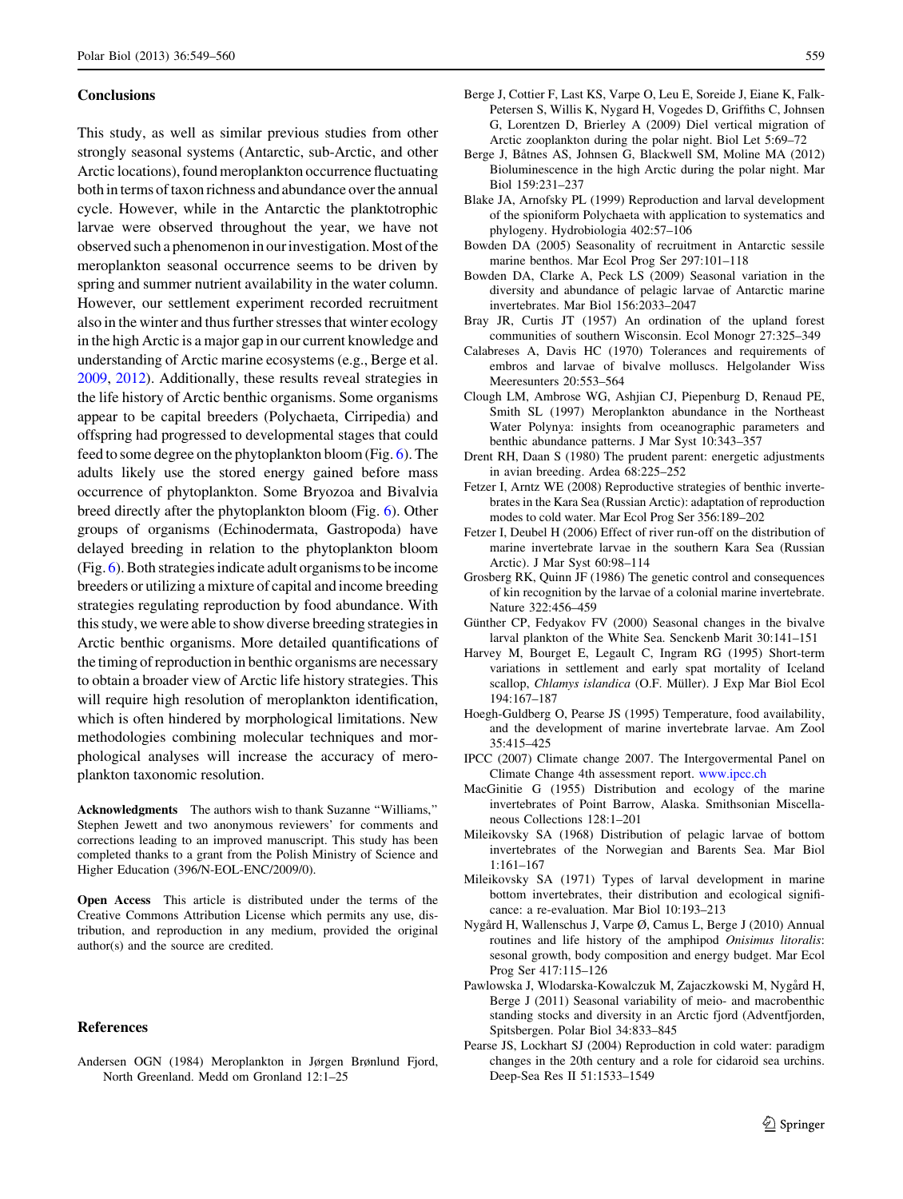## Conclusions

This study, as well as similar previous studies from other strongly seasonal systems (Antarctic, sub-Arctic, and other Arctic locations), found meroplankton occurrence fluctuating both in terms of taxon richness and abundance over the annual cycle. However, while in the Antarctic the planktotrophic larvae were observed throughout the year, we have not observed such a phenomenon in our investigation. Most of the meroplankton seasonal occurrence seems to be driven by spring and summer nutrient availability in the water column. However, our settlement experiment recorded recruitment also in the winter and thus further stresses that winter ecology in the high Arctic is a major gap in our current knowledge and understanding of Arctic marine ecosystems (e.g., Berge et al. 2009, 2012). Additionally, these results reveal strategies in the life history of Arctic benthic organisms. Some organisms appear to be capital breeders (Polychaeta, Cirripedia) and offspring had progressed to developmental stages that could feed to some degree on the phytoplankton bloom (Fig. 6). The adults likely use the stored energy gained before mass occurrence of phytoplankton. Some Bryozoa and Bivalvia breed directly after the phytoplankton bloom (Fig. 6). Other groups of organisms (Echinodermata, Gastropoda) have delayed breeding in relation to the phytoplankton bloom (Fig. 6). Both strategies indicate adult organisms to be income breeders or utilizing a mixture of capital and income breeding strategies regulating reproduction by food abundance. With this study, we were able to show diverse breeding strategies in Arctic benthic organisms. More detailed quantifications of the timing of reproduction in benthic organisms are necessary to obtain a broader view of Arctic life history strategies. This will require high resolution of meroplankton identification, which is often hindered by morphological limitations. New methodologies combining molecular techniques and morphological analyses will increase the accuracy of meroplankton taxonomic resolution.

**Acknowledgments** The authors wish to thank Suzanne "Williams," Stephen Jewett and two anonymous reviewers' for comments and corrections leading to an improved manuscript. This study has been completed thanks to a grant from the Polish Ministry of Science and Higher Education (396/N-EOL-ENC/2009/0).

**Open Access** This article is distributed under the terms of the Creative Commons Attribution License which permits any use, distribution, and reproduction in any medium, provided the original author(s) and the source are credited.

## References

Andersen OGN (1984) Meroplankton in Jørgen Brønlund Fjord, North Greenland. Medd om Gronland 12:1–25

Berge J, Cottier F, Last KS, Varpe O, Leu E, Soreide J, Eiane K, Falk-Petersen S, Willis K, Nygard H, Vogedes D, Griffiths C, Johnsen G, Lorentzen D, Brierley A (2009) Diel vertical migration of Arctic zooplankton during the polar night. Biol Let 5:69–72

Berge J, Båtnes AS, Johnsen G, Blackwell SM, Moline MA (2012) Bioluminescence in the high Arctic during the polar night. Mar Biol 159:231–237

Blake JA, Arnofsky PL (1999) Reproduction and larval development of the spioniform Polychaeta with application to systematics and phylogeny. Hydrobiologia 402:57–106

Bowden DA (2005) Seasonality of recruitment in Antarctic sessile marine benthos. Mar Ecol Prog Ser 297:101–118

Bowden DA, Clarke A, Peck LS (2009) Seasonal variation in the diversity and abundance of pelagic larvae of Antarctic marine invertebrates. Mar Biol 156:2033–2047

Bray JR, Curtis JT (1957) An ordination of the upland forest communities of southern Wisconsin. Ecol Monogr 27:325–349

Calabreses A, Davis HC (1970) Tolerances and requirements of embros and larvae of bivalve molluscs. Helgolander Wiss Meeresunters 20:553–564

Clough LM, Ambrose WG, Ashjian CJ, Piepenburg D, Renaud PE, Smith SL (1997) Meroplankton abundance in the Northeast Water Polynya: insights from oceanographic parameters and benthic abundance patterns. J Mar Syst 10:343–357

Drent RH, Daan S (1980) The prudent parent: energetic adjustments in avian breeding. Ardea 68:225–252

Fetzer I, Arntz WE (2008) Reproductive strategies of benthic invertebrates in the Kara Sea (Russian Arctic): adaptation of reproduction modes to cold water. Mar Ecol Prog Ser 356:189–202

Fetzer I, Deubel H (2006) Effect of river run-off on the distribution of marine invertebrate larvae in the southern Kara Sea (Russian Arctic). J Mar Syst 60:98–114

Grosberg RK, Quinn JF (1986) The genetic control and consequences of kin recognition by the larvae of a colonial marine invertebrate. Nature 322:456–459

Günther CP, Fedyakov FV (2000) Seasonal changes in the bivalve larval plankton of the White Sea. Senckenb Marit 30:141–151

Harvey M, Bourget E, Legault C, Ingram RG (1995) Short-term variations in settlement and early spat mortality of Iceland scallop, *Chlamys islandica* (O.F. Müller). J Exp Mar Biol Ecol 194:167–187

Hoegh-Guldberg O, Pearse JS (1995) Temperature, food availability, and the development of marine invertebrate larvae. Am Zool 35:415–425

IPCC (2007) Climate change 2007. The Intergovermental Panel on Climate Change 4th assessment report. www.ipcc.ch

MacGinitie G (1955) Distribution and ecology of the marine invertebrates of Point Barrow, Alaska. Smithsonian Miscellaneous Collections 128:1–201

Mileikovsky SA (1968) Distribution of pelagic larvae of bottom invertebrates of the Norwegian and Barents Sea. Mar Biol 1:161–167

Mileikovsky SA (1971) Types of larval development in marine bottom invertebrates, their distribution and ecological significance: a re-evaluation. Mar Biol 10:193–213

Nygård H, Wallenschus J, Varpe Ø, Camus L, Berge J (2010) Annual routines and life history of the amphipod *Onisimus litoralis*: sesonal growth, body composition and energy budget. Mar Ecol Prog Ser 417:115–126

Pawlowska J, Wlodarska-Kowalczuk M, Zajaczkowski M, Nygård H, Berge J (2011) Seasonal variability of meio- and macrobenthic standing stocks and diversity in an Arctic fjord (Adventfjorden, Spitsbergen. Polar Biol 34:833–845

Pearse JS, Lockhart SJ (2004) Reproduction in cold water: paradigm changes in the 20th century and a role for cidaroid sea urchins. Deep-Sea Res II 51:1533–1549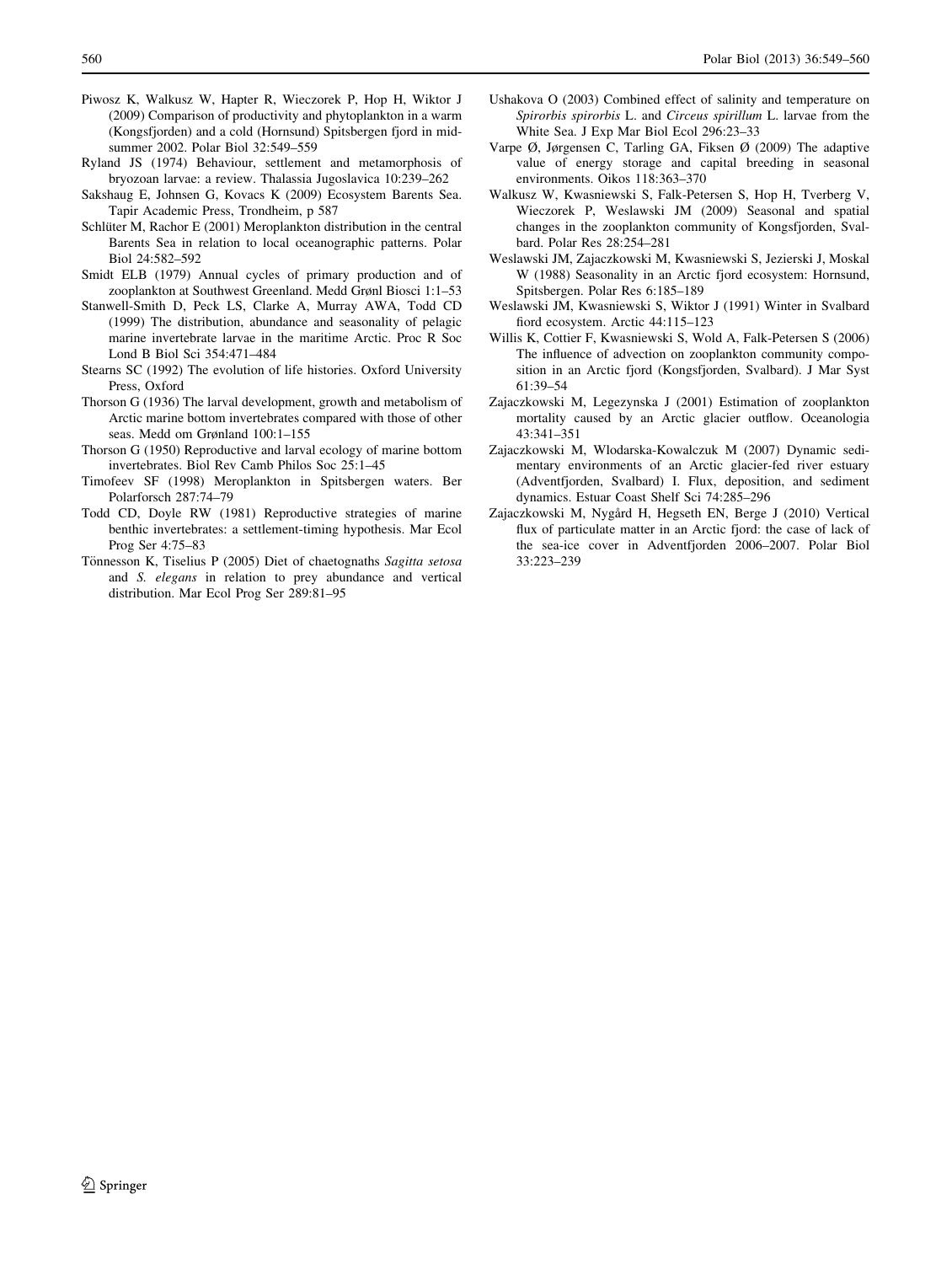Piwosz K, Walkusz W, Hapter R, Wieczorek P, Hop H, Wiktor J (2009) Comparison of productivity and phytoplankton in a warm (Kongsfjorden) and a cold (Hornsund) Spitsbergen fjord in mid-summer 2002. Polar Biol 32:549–559

Ryland JS (1974) Behaviour, settlement and metamorphosis of bryozoan larvae: a review. Thalassia Jugoslavica 10:239–262

Sakshaug E, Johnsen G, Kovacs K (2009) Ecosystem Barents Sea. Tapir Academic Press, Trondheim, p 587

Schlüter M, Rachor E (2001) Meroplankton distribution in the central Barents Sea in relation to local oceanographic patterns. Polar Biol 24:582–592

Smidt ELB (1979) Annual cycles of primary production and of zooplankton at Southwest Greenland. Medd Grønl Biosci 1:1–53

Stanwell-Smith D, Peck LS, Clarke A, Murray AWA, Todd CD (1999) The distribution, abundance and seasonality of pelagic marine invertebrate larvae in the maritime Arctic. Proc R Soc Lond B Biol Sci 354:471–484

Stearns SC (1992) The evolution of life histories. Oxford University Press, Oxford

Thorson G (1936) The larval development, growth and metabolism of Arctic marine bottom invertebrates compared with those of other seas. Medd om Grønland 100:1–155

Thorson G (1950) Reproductive and larval ecology of marine bottom invertebrates. Biol Rev Camb Philos Soc 25:1–45

Timofeev SF (1998) Meroplankton in Spitsbergen waters. Ber Polarforsch 287:74–79

Todd CD, Doyle RW (1981) Reproductive strategies of marine benthic invertebrates: a settlement-timing hypothesis. Mar Ecol Prog Ser 4:75–83

Tönnesson K, Tiselius P (2005) Diet of chaetognaths *Sagitta setosa* and *S. elegans* in relation to prey abundance and vertical distribution. Mar Ecol Prog Ser 289:81–95

Ushakova O (2003) Combined effect of salinity and temperature on *Spirorbis spirorbis* L. and *Circeus spirillum* L. larvae from the White Sea. J Exp Mar Biol Ecol 296:23–33

Varpe Ø, Jørgensen C, Tarling GA, Fiksen Ø (2009) The adaptive value of energy storage and capital breeding in seasonal environments. Oikos 118:363–370

Walkusz W, Kwasniewski S, Falk-Petersen S, Hop H, Tverberg V, Wieczorek P, Weslawski JM (2009) Seasonal and spatial changes in the zooplankton community of Kongsfjorden, Svalbard. Polar Res 28:254–281

Weslawski JM, Zajaczkowski M, Kwasniewski S, Jezierski J, Moskal W (1988) Seasonality in an Arctic fjord ecosystem: Hornsund, Spitsbergen. Polar Res 6:185–189

Weslawski JM, Kwasniewski S, Wiktor J (1991) Winter in Svalbard fiord ecosystem. Arctic 44:115–123

Willis K, Cottier F, Kwasniewski S, Wold A, Falk-Petersen S (2006) The influence of advection on zooplankton community composition in an Arctic fjord (Kongsfjorden, Svalbard). J Mar Syst 61:39–54

Zajaczkowski M, Legezynska J (2001) Estimation of zooplankton mortality caused by an Arctic glacier outflow. Oceanologia 43:341–351

Zajaczkowski M, Wlodarska-Kowalczuk M (2007) Dynamic sedimentary environments of an Arctic glacier-fed river estuary (Adventfjorden, Svalbard) I. Flux, deposition, and sediment dynamics. Estuar Coast Shelf Sci 74:285–296

Zajaczkowski M, Nygård H, Hegseth EN, Berge J (2010) Vertical flux of particulate matter in an Arctic fjord: the case of lack of the sea-ice cover in Adventfjorden 2006–2007. Polar Biol 33:223–239